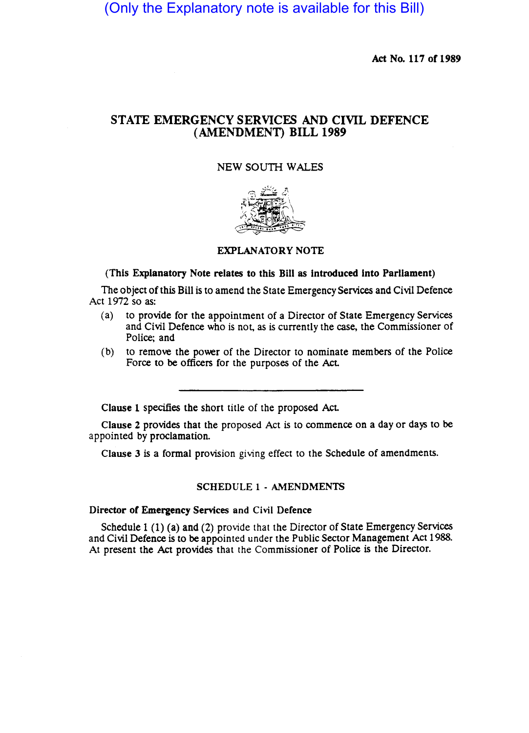(Only the Explanatory note is available for this Bill)

**Act No. 117 of 1989**

# STATE EMERGENCY SERVICES AND CIVIL DEFENCE (AMENDMENT) BILL 1989

NEW SOUTH WALES

## EXPLANATORY NOTE

**(This Explanatory Note relates to this Bill as introduced into Parliament)**

The object of this Bill is to amend the State Emergency Services and Civil Defence Act 1972 so as:

- (a) to provide for the appointment of a Director of State Emergency Services and Civil Defence who is not, as is currently the case, the Commissioner of Police; and
- (b) to remove the power of the Director to nominate members of the Police Force to be officers for the purposes of the Act.

---

**Clause 1** specifies the short title of the proposed Act.

**Clause 2** provides that the proposed Act is to commence on a day or days to be appointed by proclamation.

**Clause 3** is a formal provision giving effect to the Schedule of amendments.

### SCHEDULE 1 - AMENDMENTS

**Director of Emergency Services and Civil Defence**

Schedule 1 (1) (a) and (2) provide that the Director of State Emergency Services and Civil Defence is to be appointed under the Public Sector Management Act 1988. At present the Act provides that the Commissioner of Police is the Director.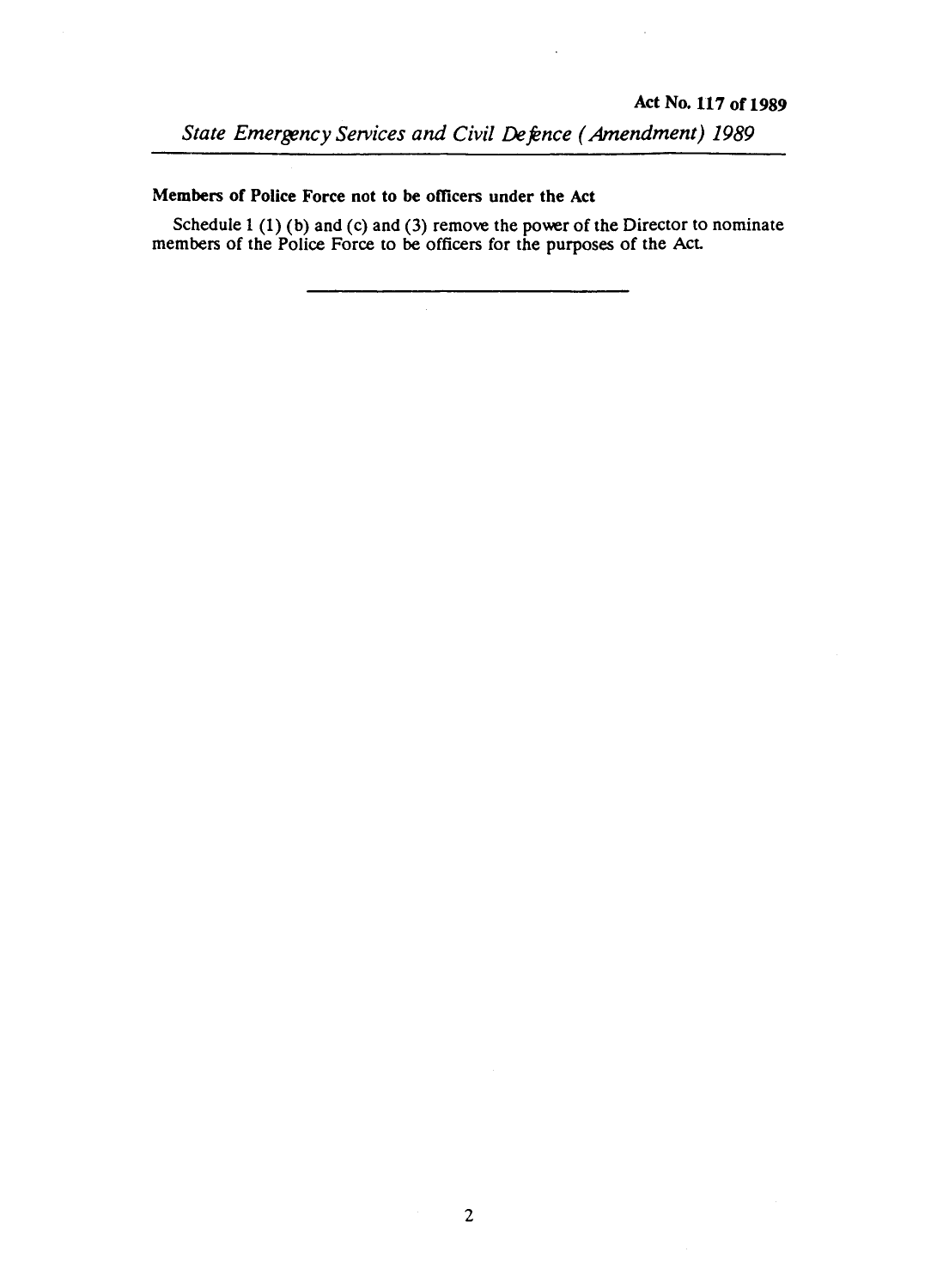**Members of Police Force not to be officers under the Act**

Schedule 1 (1) (b) and (c) and (3) remove the power of the Director to nominate members of the Police Force to be officers for the purposes of the Act.